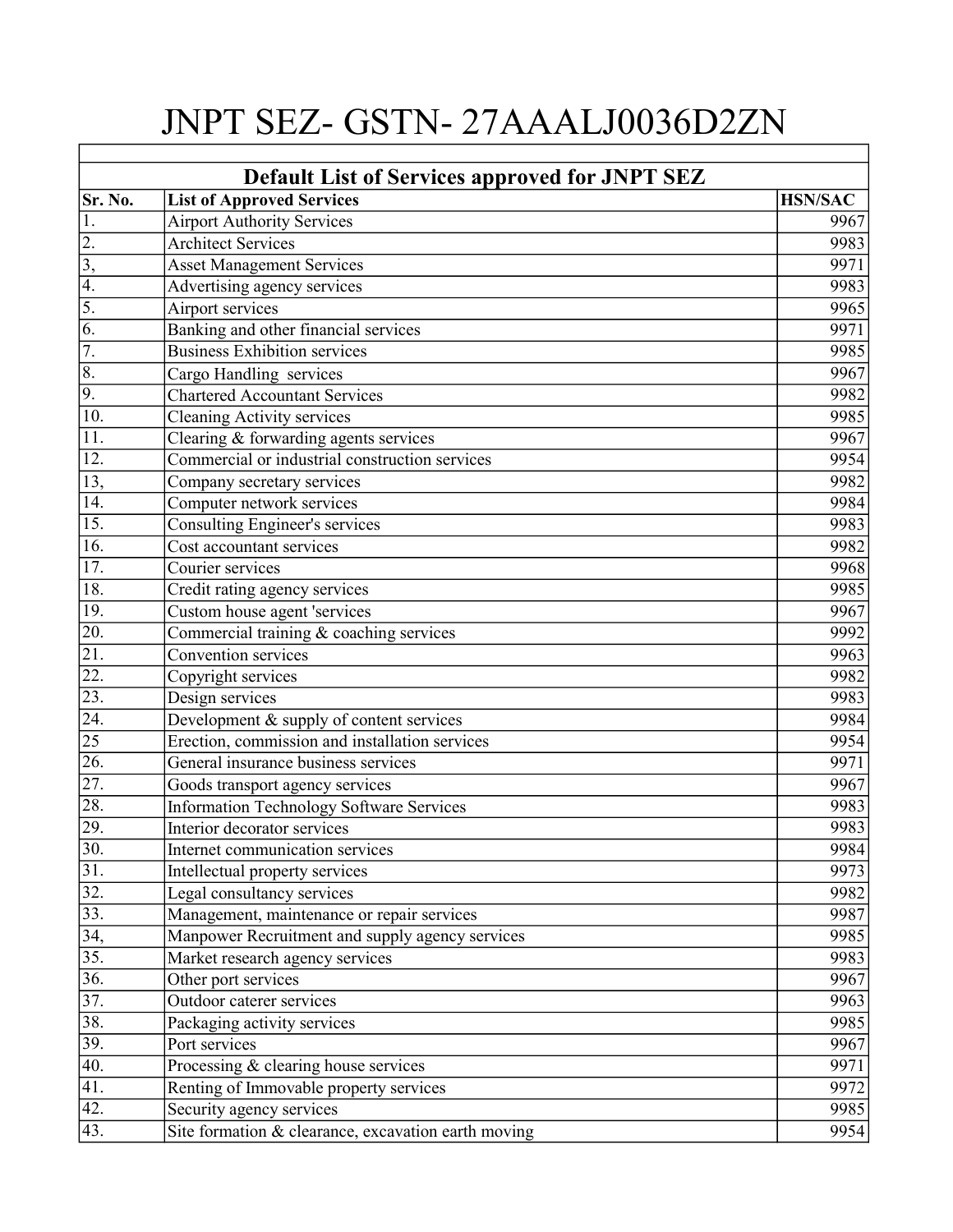# JNPT SEZ- GSTN- 27AAALJ0036D2ZN

## Default List of Services approved for JNPT SEZ

| Sr. No. | List of Approved Services | HSN/SAC |
|---|---|---|
| 1. | Airport Authority Services | 9967 |
| 2. | Architect Services | 9983 |
| 3, | Asset Management Services | 9971 |
| 4. | Advertising agency services | 9983 |
| 5. | Airport services | 9965 |
| 6. | Banking and other financial services | 9971 |
| 7. | Business Exhibition services | 9985 |
| 8. | Cargo Handling services | 9967 |
| 9. | Chartered Accountant Services | 9982 |
| 10. | Cleaning Activity services | 9985 |
| 11. | Clearing & forwarding agents services | 9967 |
| 12. | Commercial or industrial construction services | 9954 |
| 13, | Company secretary services | 9982 |
| 14. | Computer network services | 9984 |
| 15. | Consulting Engineer's services | 9983 |
| 16. | Cost accountant services | 9982 |
| 17. | Courier services | 9968 |
| 18. | Credit rating agency services | 9985 |
| 19. | Custom house agent 'services | 9967 |
| 20. | Commercial training & coaching services | 9992 |
| 21. | Convention services | 9963 |
| 22. | Copyright services | 9982 |
| 23. | Design services | 9983 |
| 24. | Development & supply of content services | 9984 |
| 25 | Erection, commission and installation services | 9954 |
| 26. | General insurance business services | 9971 |
| 27. | Goods transport agency services | 9967 |
| 28. | Information Technology Software Services | 9983 |
| 29. | Interior decorator services | 9983 |
| 30. | Internet communication services | 9984 |
| 31. | Intellectual property services | 9973 |
| 32. | Legal consultancy services | 9982 |
| 33. | Management, maintenance or repair services | 9987 |
| 34, | Manpower Recruitment and supply agency services | 9985 |
| 35. | Market research agency services | 9983 |
| 36. | Other port services | 9967 |
| 37. | Outdoor caterer services | 9963 |
| 38. | Packaging activity services | 9985 |
| 39. | Port services | 9967 |
| 40. | Processing & clearing house services | 9971 |
| 41. | Renting of Immovable property services | 9972 |
| 42. | Security agency services | 9985 |
| 43. | Site formation & clearance, excavation earth moving | 9954 |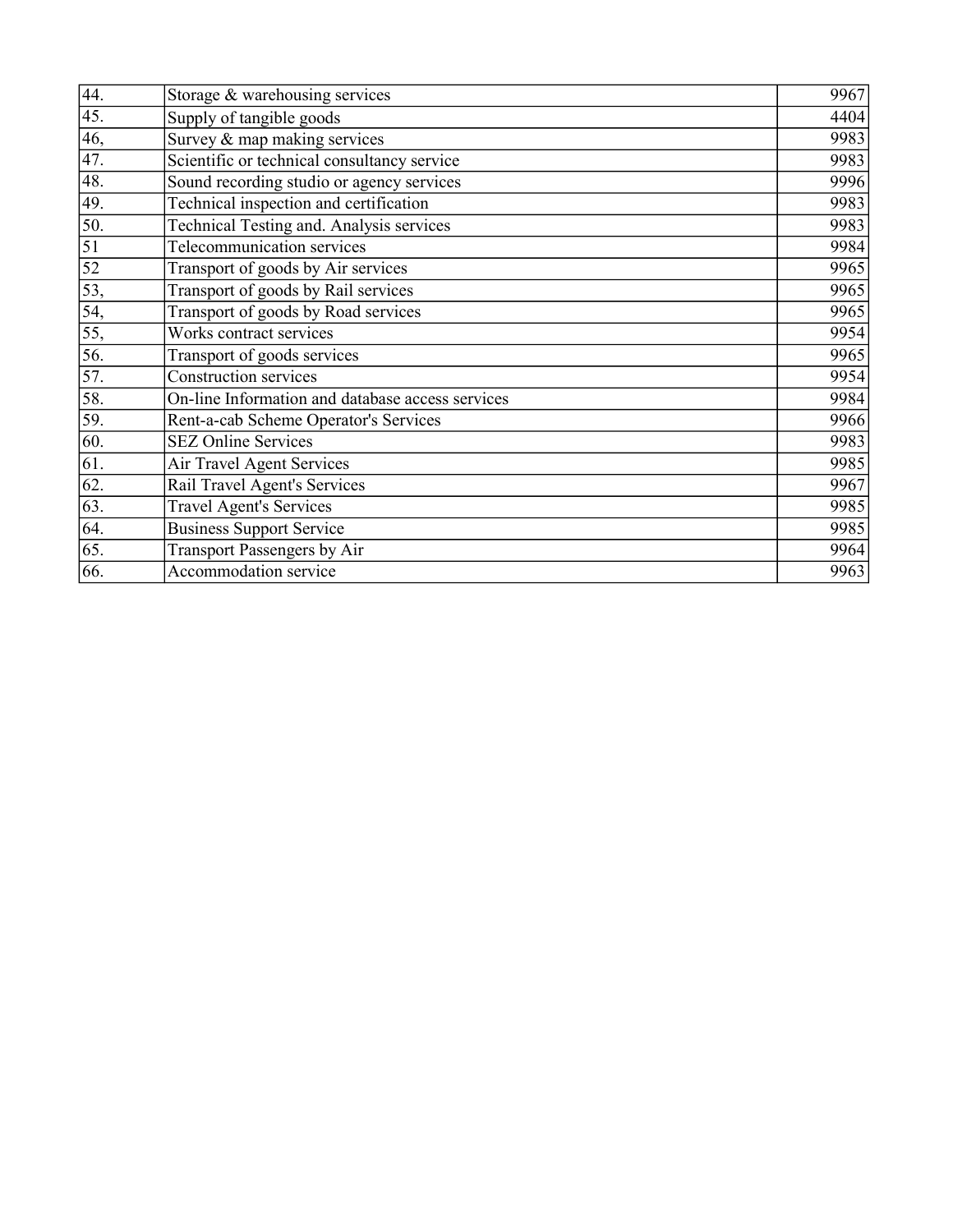| | | |
|---|---|---|
| 44. | Storage & warehousing services | 9967 |
| 45. | Supply of tangible goods | 4404 |
| 46, | Survey & map making services | 9983 |
| 47. | Scientific or technical consultancy service | 9983 |
| 48. | Sound recording studio or agency services | 9996 |
| 49. | Technical inspection and certification | 9983 |
| 50. | Technical Testing and. Analysis services | 9983 |
| 51 | Telecommunication services | 9984 |
| 52 | Transport of goods by Air services | 9965 |
| 53, | Transport of goods by Rail services | 9965 |
| 54, | Transport of goods by Road services | 9965 |
| 55, | Works contract services | 9954 |
| 56. | Transport of goods services | 9965 |
| 57. | Construction services | 9954 |
| 58. | On-line Information and database access services | 9984 |
| 59. | Rent-a-cab Scheme Operator's Services | 9966 |
| 60. | SEZ Online Services | 9983 |
| 61. | Air Travel Agent Services | 9985 |
| 62. | Rail Travel Agent's Services | 9967 |
| 63. | Travel Agent's Services | 9985 |
| 64. | Business Support Service | 9985 |
| 65. | Transport Passengers by Air | 9964 |
| 66. | Accommodation service | 9963 |